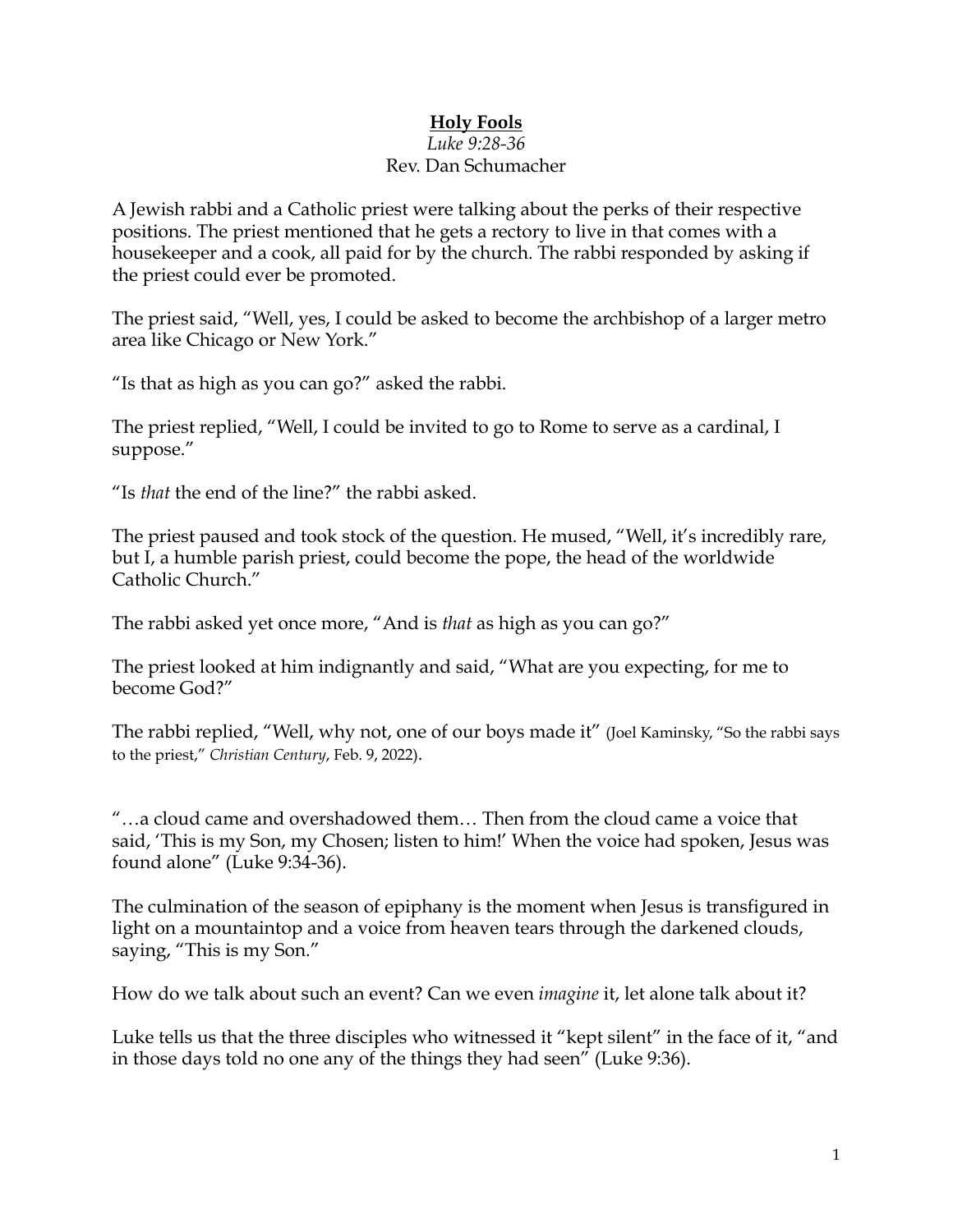**Holy Fools**

*Luke 9:28-36*

Rev. Dan Schumacher

A Jewish rabbi and a Catholic priest were talking about the perks of their respective positions. The priest mentioned that he gets a rectory to live in that comes with a housekeeper and a cook, all paid for by the church. The rabbi responded by asking if the priest could ever be promoted.

The priest said, "Well, yes, I could be asked to become the archbishop of a larger metro area like Chicago or New York."

"Is that as high as you can go?" asked the rabbi.

The priest replied, "Well, I could be invited to go to Rome to serve as a cardinal, I suppose."

"Is *that* the end of the line?" the rabbi asked.

The priest paused and took stock of the question. He mused, "Well, it's incredibly rare, but I, a humble parish priest, could become the pope, the head of the worldwide Catholic Church."

The rabbi asked yet once more, "And is *that* as high as you can go?"

The priest looked at him indignantly and said, "What are you expecting, for me to become God?"

The rabbi replied, "Well, why not, one of our boys made it" (Joel Kaminsky, "So the rabbi says to the priest," *Christian Century*, Feb. 9, 2022).

"…a cloud came and overshadowed them… Then from the cloud came a voice that said, 'This is my Son, my Chosen; listen to him!' When the voice had spoken, Jesus was found alone" (Luke 9:34-36).

The culmination of the season of epiphany is the moment when Jesus is transfigured in light on a mountaintop and a voice from heaven tears through the darkened clouds, saying, "This is my Son."

How do we talk about such an event? Can we even *imagine* it, let alone talk about it?

Luke tells us that the three disciples who witnessed it "kept silent" in the face of it, "and in those days told no one any of the things they had seen" (Luke 9:36).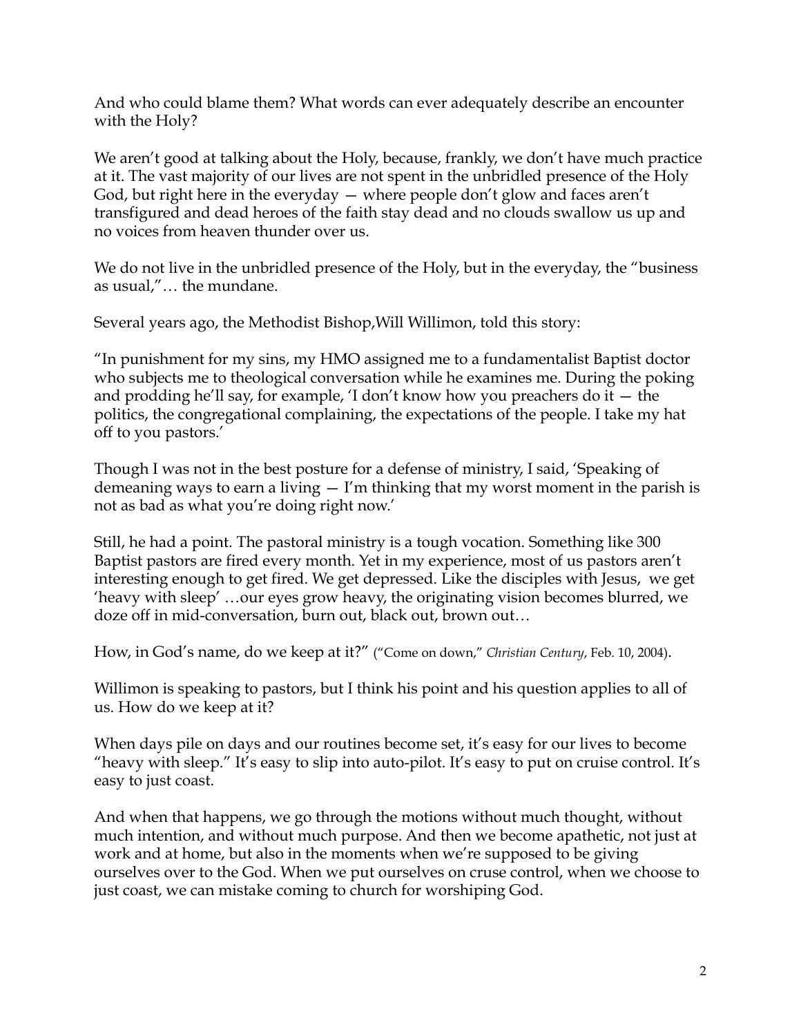And who could blame them? What words can ever adequately describe an encounter with the Holy?

We aren't good at talking about the Holy, because, frankly, we don't have much practice at it. The vast majority of our lives are not spent in the unbridled presence of the Holy God, but right here in the everyday — where people don't glow and faces aren't transfigured and dead heroes of the faith stay dead and no clouds swallow us up and no voices from heaven thunder over us.

We do not live in the unbridled presence of the Holy, but in the everyday, the "business as usual,"… the mundane.

Several years ago, the Methodist Bishop,Will Willimon, told this story:

"In punishment for my sins, my HMO assigned me to a fundamentalist Baptist doctor who subjects me to theological conversation while he examines me. During the poking and prodding he'll say, for example, 'I don't know how you preachers do it — the politics, the congregational complaining, the expectations of the people. I take my hat off to you pastors.'

Though I was not in the best posture for a defense of ministry, I said, 'Speaking of demeaning ways to earn a living — I'm thinking that my worst moment in the parish is not as bad as what you're doing right now.'

Still, he had a point. The pastoral ministry is a tough vocation. Something like 300 Baptist pastors are fired every month. Yet in my experience, most of us pastors aren't interesting enough to get fired. We get depressed. Like the disciples with Jesus, we get 'heavy with sleep' …our eyes grow heavy, the originating vision becomes blurred, we doze off in mid-conversation, burn out, black out, brown out…

How, in God's name, do we keep at it?" ("Come on down," *Christian Century*, Feb. 10, 2004).

Willimon is speaking to pastors, but I think his point and his question applies to all of us. How do we keep at it?

When days pile on days and our routines become set, it's easy for our lives to become "heavy with sleep." It's easy to slip into auto-pilot. It's easy to put on cruise control. It's easy to just coast.

And when that happens, we go through the motions without much thought, without much intention, and without much purpose. And then we become apathetic, not just at work and at home, but also in the moments when we're supposed to be giving ourselves over to the God. When we put ourselves on cruse control, when we choose to just coast, we can mistake coming to church for worshiping God.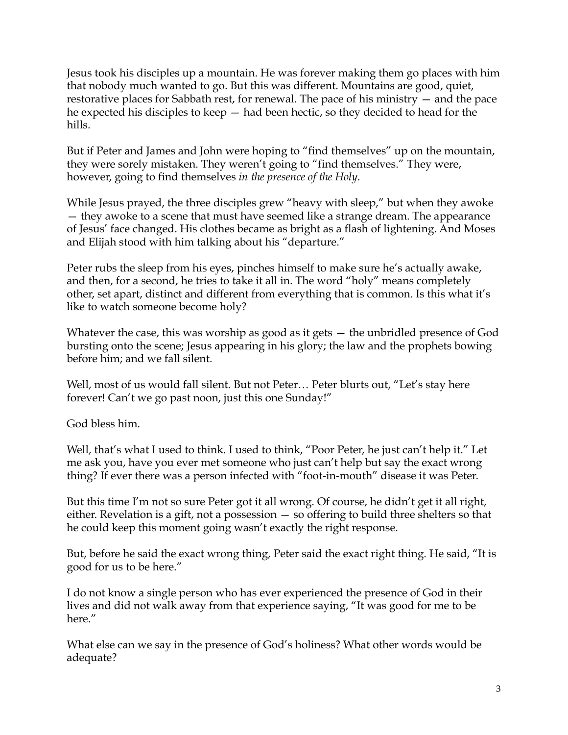Jesus took his disciples up a mountain. He was forever making them go places with him that nobody much wanted to go. But this was different. Mountains are good, quiet, restorative places for Sabbath rest, for renewal. The pace of his ministry — and the pace he expected his disciples to keep — had been hectic, so they decided to head for the hills.

But if Peter and James and John were hoping to "find themselves" up on the mountain, they were sorely mistaken. They weren't going to "find themselves." They were, however, going to find themselves *in the presence of the Holy*.

While Jesus prayed, the three disciples grew "heavy with sleep," but when they awoke — they awoke to a scene that must have seemed like a strange dream. The appearance of Jesus' face changed. His clothes became as bright as a flash of lightening. And Moses and Elijah stood with him talking about his "departure."

Peter rubs the sleep from his eyes, pinches himself to make sure he's actually awake, and then, for a second, he tries to take it all in. The word "holy" means completely other, set apart, distinct and different from everything that is common. Is this what it's like to watch someone become holy?

Whatever the case, this was worship as good as it gets — the unbridled presence of God bursting onto the scene; Jesus appearing in his glory; the law and the prophets bowing before him; and we fall silent.

Well, most of us would fall silent. But not Peter… Peter blurts out, "Let's stay here forever! Can't we go past noon, just this one Sunday!"

God bless him.

Well, that's what I used to think. I used to think, "Poor Peter, he just can't help it." Let me ask you, have you ever met someone who just can't help but say the exact wrong thing? If ever there was a person infected with "foot-in-mouth" disease it was Peter.

But this time I'm not so sure Peter got it all wrong. Of course, he didn't get it all right, either. Revelation is a gift, not a possession — so offering to build three shelters so that he could keep this moment going wasn't exactly the right response.

But, before he said the exact wrong thing, Peter said the exact right thing. He said, "It is good for us to be here."

I do not know a single person who has ever experienced the presence of God in their lives and did not walk away from that experience saying, "It was good for me to be here."

What else can we say in the presence of God's holiness? What other words would be adequate?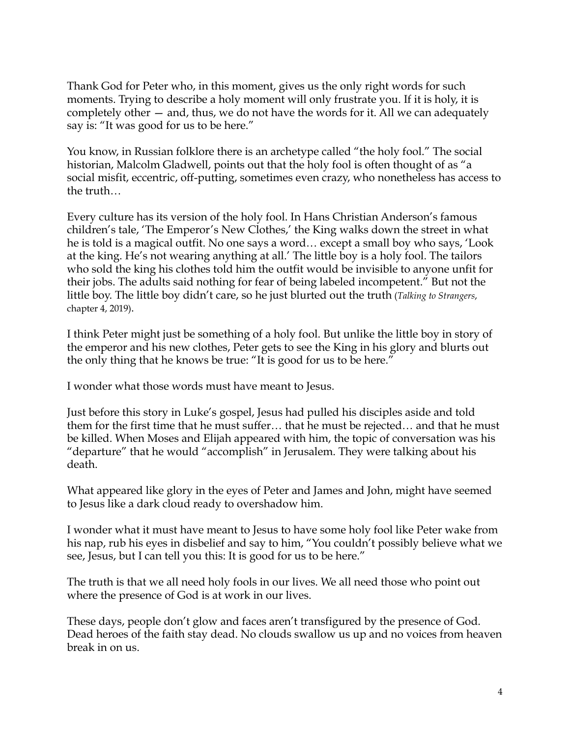Thank God for Peter who, in this moment, gives us the only right words for such moments. Trying to describe a holy moment will only frustrate you. If it is holy, it is completely other — and, thus, we do not have the words for it. All we can adequately say is: "It was good for us to be here."

You know, in Russian folklore there is an archetype called "the holy fool." The social historian, Malcolm Gladwell, points out that the holy fool is often thought of as "a social misfit, eccentric, off-putting, sometimes even crazy, who nonetheless has access to the truth…

Every culture has its version of the holy fool. In Hans Christian Anderson's famous children's tale, 'The Emperor's New Clothes,' the King walks down the street in what he is told is a magical outfit. No one says a word… except a small boy who says, 'Look at the king. He's not wearing anything at all.' The little boy is a holy fool. The tailors who sold the king his clothes told him the outfit would be invisible to anyone unfit for their jobs. The adults said nothing for fear of being labeled incompetent." But not the little boy. The little boy didn't care, so he just blurted out the truth (*Talking to Strangers*, chapter 4, 2019).

I think Peter might just be something of a holy fool. But unlike the little boy in story of the emperor and his new clothes, Peter gets to see the King in his glory and blurts out the only thing that he knows be true: "It is good for us to be here."

I wonder what those words must have meant to Jesus.

Just before this story in Luke's gospel, Jesus had pulled his disciples aside and told them for the first time that he must suffer… that he must be rejected… and that he must be killed. When Moses and Elijah appeared with him, the topic of conversation was his "departure" that he would "accomplish" in Jerusalem. They were talking about his death.

What appeared like glory in the eyes of Peter and James and John, might have seemed to Jesus like a dark cloud ready to overshadow him.

I wonder what it must have meant to Jesus to have some holy fool like Peter wake from his nap, rub his eyes in disbelief and say to him, "You couldn't possibly believe what we see, Jesus, but I can tell you this: It is good for us to be here."

The truth is that we all need holy fools in our lives. We all need those who point out where the presence of God is at work in our lives.

These days, people don't glow and faces aren't transfigured by the presence of God. Dead heroes of the faith stay dead. No clouds swallow us up and no voices from heaven break in on us.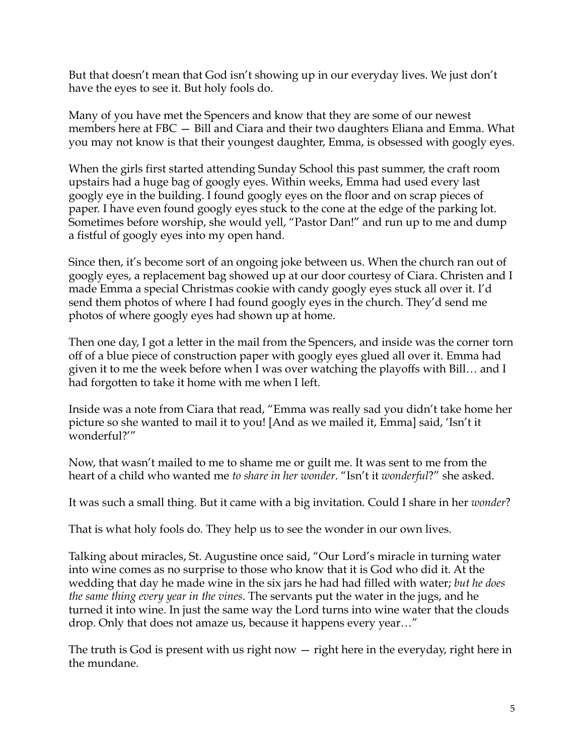But that doesn't mean that God isn't showing up in our everyday lives. We just don't have the eyes to see it. But holy fools do.

Many of you have met the Spencers and know that they are some of our newest members here at FBC — Bill and Ciara and their two daughters Eliana and Emma. What you may not know is that their youngest daughter, Emma, is obsessed with googly eyes.

When the girls first started attending Sunday School this past summer, the craft room upstairs had a huge bag of googly eyes. Within weeks, Emma had used every last googly eye in the building. I found googly eyes on the floor and on scrap pieces of paper. I have even found googly eyes stuck to the cone at the edge of the parking lot. Sometimes before worship, she would yell, "Pastor Dan!" and run up to me and dump a fistful of googly eyes into my open hand.

Since then, it's become sort of an ongoing joke between us. When the church ran out of googly eyes, a replacement bag showed up at our door courtesy of Ciara. Christen and I made Emma a special Christmas cookie with candy googly eyes stuck all over it. I'd send them photos of where I had found googly eyes in the church. They'd send me photos of where googly eyes had shown up at home.

Then one day, I got a letter in the mail from the Spencers, and inside was the corner torn off of a blue piece of construction paper with googly eyes glued all over it. Emma had given it to me the week before when I was over watching the playoffs with Bill… and I had forgotten to take it home with me when I left.

Inside was a note from Ciara that read, "Emma was really sad you didn't take home her picture so she wanted to mail it to you! [And as we mailed it, Emma] said, 'Isn't it wonderful?'"

Now, that wasn't mailed to me to shame me or guilt me. It was sent to me from the heart of a child who wanted me *to share in her wonder*. "Isn't it *wonderful*?" she asked.

It was such a small thing. But it came with a big invitation. Could I share in her *wonder*?

That is what holy fools do. They help us to see the wonder in our own lives.

Talking about miracles, St. Augustine once said, "Our Lord's miracle in turning water into wine comes as no surprise to those who know that it is God who did it. At the wedding that day he made wine in the six jars he had had filled with water; *but he does the same thing every year in the vines*. The servants put the water in the jugs, and he turned it into wine. In just the same way the Lord turns into wine water that the clouds drop. Only that does not amaze us, because it happens every year…"

The truth is God is present with us right now — right here in the everyday, right here in the mundane.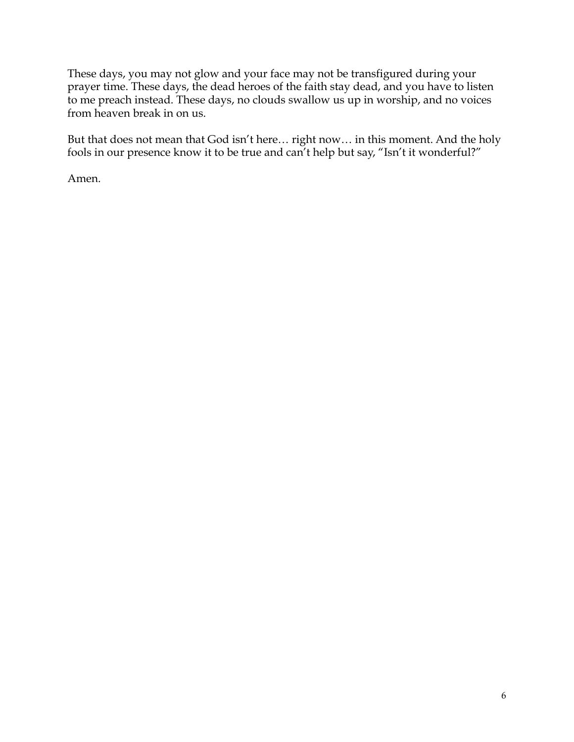These days, you may not glow and your face may not be transfigured during your prayer time. These days, the dead heroes of the faith stay dead, and you have to listen to me preach instead. These days, no clouds swallow us up in worship, and no voices from heaven break in on us.

But that does not mean that God isn't here… right now… in this moment. And the holy fools in our presence know it to be true and can't help but say, "Isn't it wonderful?"

Amen.